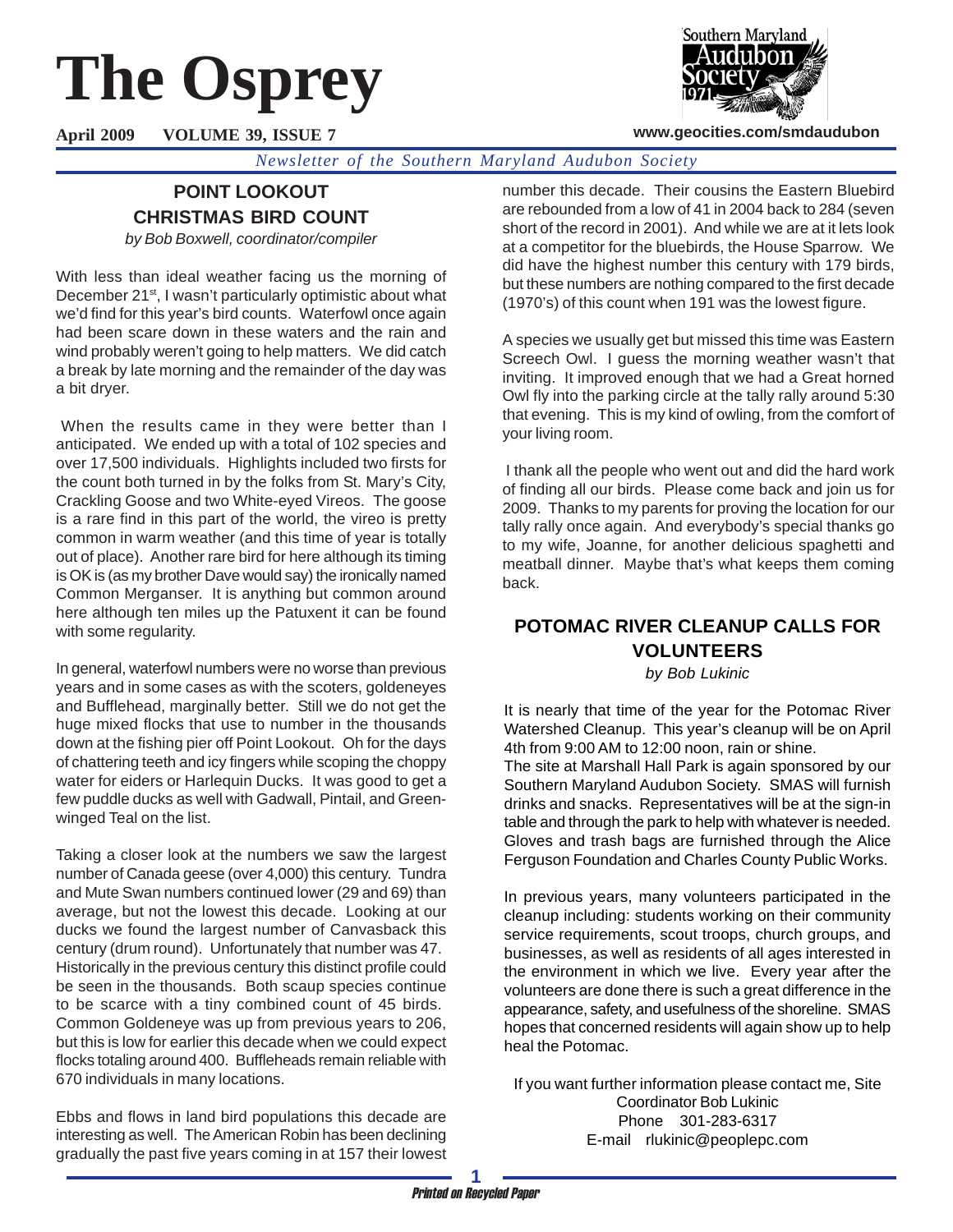# The Osprey

**April 2009 VOLUME 39, ISSUE 7**

**www.geocities.com/smdaudubon**

*Newsletter of the Southern Maryland Audubon Society*

## POINT LOOKOUT CHRISTMAS BIRD COUNT

*by Bob Boxwell, coordinator/compiler*

With less than ideal weather facing us the morning of December 21st, I wasn't particularly optimistic about what we'd find for this year's bird counts. Waterfowl once again had been scare down in these waters and the rain and wind probably weren't going to help matters. We did catch a break by late morning and the remainder of the day was a bit dryer.

When the results came in they were better than I anticipated. We ended up with a total of 102 species and over 17,500 individuals. Highlights included two firsts for the count both turned in by the folks from St. Mary's City, Crackling Goose and two White-eyed Vireos. The goose is a rare find in this part of the world, the vireo is pretty common in warm weather (and this time of year is totally out of place). Another rare bird for here although its timing is OK is (as my brother Dave would say) the ironically named Common Merganser. It is anything but common around here although ten miles up the Patuxent it can be found with some regularity.

In general, waterfowl numbers were no worse than previous years and in some cases as with the scoters, goldeneyes and Bufflehead, marginally better. Still we do not get the huge mixed flocks that use to number in the thousands down at the fishing pier off Point Lookout. Oh for the days of chattering teeth and icy fingers while scoping the choppy water for eiders or Harlequin Ducks. It was good to get a few puddle ducks as well with Gadwall, Pintail, and Green-winged Teal on the list.

Taking a closer look at the numbers we saw the largest number of Canada geese (over 4,000) this century. Tundra and Mute Swan numbers continued lower (29 and 69) than average, but not the lowest this decade. Looking at our ducks we found the largest number of Canvasback this century (drum round). Unfortunately that number was 47. Historically in the previous century this distinct profile could be seen in the thousands. Both scaup species continue to be scarce with a tiny combined count of 45 birds. Common Goldeneye was up from previous years to 206, but this is low for earlier this decade when we could expect flocks totaling around 400. Buffleheads remain reliable with 670 individuals in many locations.

Ebbs and flows in land bird populations this decade are interesting as well. The American Robin has been declining gradually the past five years coming in at 157 their lowest number this decade. Their cousins the Eastern Bluebird are rebounded from a low of 41 in 2004 back to 284 (seven short of the record in 2001). And while we are at it lets look at a competitor for the bluebirds, the House Sparrow. We did have the highest number this century with 179 birds, but these numbers are nothing compared to the first decade (1970's) of this count when 191 was the lowest figure.

A species we usually get but missed this time was Eastern Screech Owl. I guess the morning weather wasn't that inviting. It improved enough that we had a Great horned Owl fly into the parking circle at the tally rally around 5:30 that evening. This is my kind of owling, from the comfort of your living room.

I thank all the people who went out and did the hard work of finding all our birds. Please come back and join us for 2009. Thanks to my parents for proving the location for our tally rally once again. And everybody's special thanks go to my wife, Joanne, for another delicious spaghetti and meatball dinner. Maybe that's what keeps them coming back.

## POTOMAC RIVER CLEANUP CALLS FOR VOLUNTEERS

*by Bob Lukinic*

It is nearly that time of the year for the Potomac River Watershed Cleanup. This year's cleanup will be on April 4th from 9:00 AM to 12:00 noon, rain or shine.

The site at Marshall Hall Park is again sponsored by our Southern Maryland Audubon Society. SMAS will furnish drinks and snacks. Representatives will be at the sign-in table and through the park to help with whatever is needed. Gloves and trash bags are furnished through the Alice Ferguson Foundation and Charles County Public Works.

In previous years, many volunteers participated in the cleanup including: students working on their community service requirements, scout troops, church groups, and businesses, as well as residents of all ages interested in the environment in which we live. Every year after the volunteers are done there is such a great difference in the appearance, safety, and usefulness of the shoreline. SMAS hopes that concerned residents will again show up to help heal the Potomac.

If you want further information please contact me, Site Coordinator Bob Lukinic
Phone 301-283-6317
E-mail rlukinic@peoplepc.com

*Printed on Recycled Paper*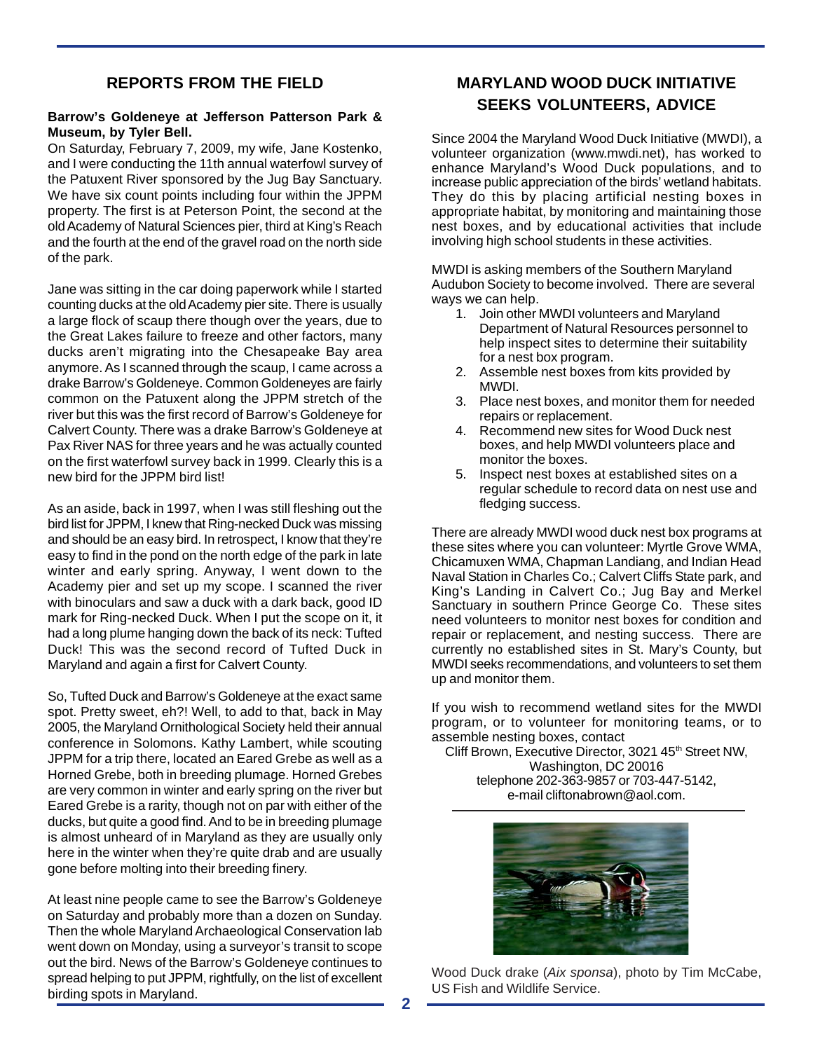## REPORTS FROM THE FIELD

**Barrow's Goldeneye at Jefferson Patterson Park & Museum, by Tyler Bell.**

On Saturday, February 7, 2009, my wife, Jane Kostenko, and I were conducting the 11th annual waterfowl survey of the Patuxent River sponsored by the Jug Bay Sanctuary. We have six count points including four within the JPPM property. The first is at Peterson Point, the second at the old Academy of Natural Sciences pier, third at King's Reach and the fourth at the end of the gravel road on the north side of the park.

Jane was sitting in the car doing paperwork while I started counting ducks at the old Academy pier site. There is usually a large flock of scaup there though over the years, due to the Great Lakes failure to freeze and other factors, many ducks aren't migrating into the Chesapeake Bay area anymore. As I scanned through the scaup, I came across a drake Barrow's Goldeneye. Common Goldeneyes are fairly common on the Patuxent along the JPPM stretch of the river but this was the first record of Barrow's Goldeneye for Calvert County. There was a drake Barrow's Goldeneye at Pax River NAS for three years and he was actually counted on the first waterfowl survey back in 1999. Clearly this is a new bird for the JPPM bird list!

As an aside, back in 1997, when I was still fleshing out the bird list for JPPM, I knew that Ring-necked Duck was missing and should be an easy bird. In retrospect, I know that they're easy to find in the pond on the north edge of the park in late winter and early spring. Anyway, I went down to the Academy pier and set up my scope. I scanned the river with binoculars and saw a duck with a dark back, good ID mark for Ring-necked Duck. When I put the scope on it, it had a long plume hanging down the back of its neck: Tufted Duck! This was the second record of Tufted Duck in Maryland and again a first for Calvert County.

So, Tufted Duck and Barrow's Goldeneye at the exact same spot. Pretty sweet, eh?! Well, to add to that, back in May 2005, the Maryland Ornithological Society held their annual conference in Solomons. Kathy Lambert, while scouting JPPM for a trip there, located an Eared Grebe as well as a Horned Grebe, both in breeding plumage. Horned Grebes are very common in winter and early spring on the river but Eared Grebe is a rarity, though not on par with either of the ducks, but quite a good find. And to be in breeding plumage is almost unheard of in Maryland as they are usually only here in the winter when they're quite drab and are usually gone before molting into their breeding finery.

At least nine people came to see the Barrow's Goldeneye on Saturday and probably more than a dozen on Sunday. Then the whole Maryland Archaeological Conservation lab went down on Monday, using a surveyor's transit to scope out the bird. News of the Barrow's Goldeneye continues to spread helping to put JPPM, rightfully, on the list of excellent birding spots in Maryland.

## MARYLAND WOOD DUCK INITIATIVE SEEKS VOLUNTEERS, ADVICE

Since 2004 the Maryland Wood Duck Initiative (MWDI), a volunteer organization (www.mwdi.net), has worked to enhance Maryland's Wood Duck populations, and to increase public appreciation of the birds' wetland habitats. They do this by placing artificial nesting boxes in appropriate habitat, by monitoring and maintaining those nest boxes, and by educational activities that include involving high school students in these activities.

MWDI is asking members of the Southern Maryland Audubon Society to become involved. There are several ways we can help.

1. Join other MWDI volunteers and Maryland Department of Natural Resources personnel to help inspect sites to determine their suitability for a nest box program.
2. Assemble nest boxes from kits provided by MWDI.
3. Place nest boxes, and monitor them for needed repairs or replacement.
4. Recommend new sites for Wood Duck nest boxes, and help MWDI volunteers place and monitor the boxes.
5. Inspect nest boxes at established sites on a regular schedule to record data on nest use and fledging success.

There are already MWDI wood duck nest box programs at these sites where you can volunteer: Myrtle Grove WMA, Chicamuxen WMA, Chapman Landiang, and Indian Head Naval Station in Charles Co.; Calvert Cliffs State park, and King's Landing in Calvert Co.; Jug Bay and Merkel Sanctuary in southern Prince George Co. These sites need volunteers to monitor nest boxes for condition and repair or replacement, and nesting success. There are currently no established sites in St. Mary's County, but MWDI seeks recommendations, and volunteers to set them up and monitor them.

If you wish to recommend wetland sites for the MWDI program, or to volunteer for monitoring teams, or to assemble nesting boxes, contact

Cliff Brown, Executive Director, 3021 45th Street NW,
Washington, DC 20016
telephone 202-363-9857 or 703-447-5142,
e-mail cliftonabrown@aol.com.

Wood Duck drake (*Aix sponsa*), photo by Tim McCabe, US Fish and Wildlife Service.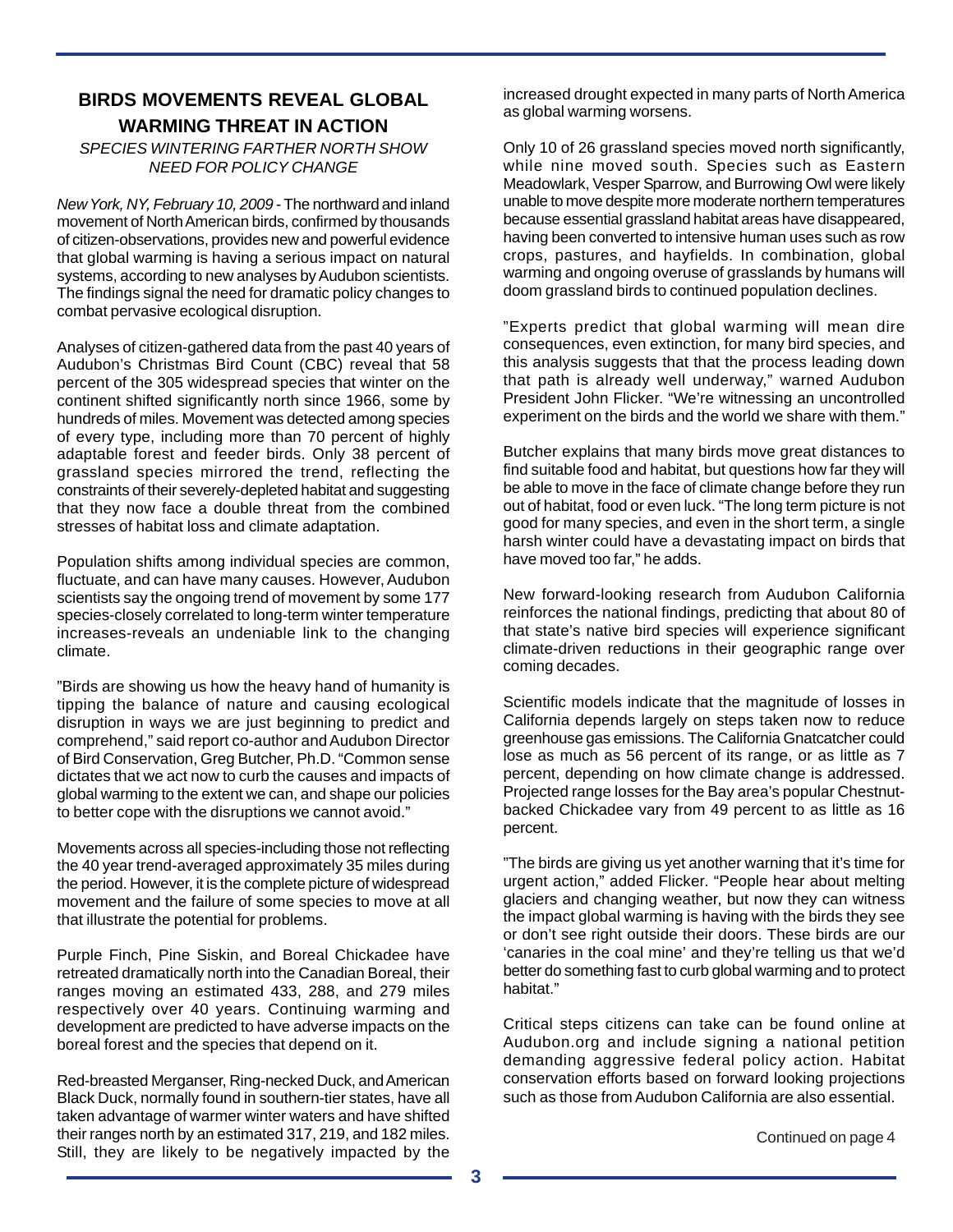## BIRDS MOVEMENTS REVEAL GLOBAL WARMING THREAT IN ACTION

*SPECIES WINTERING FARTHER NORTH SHOW NEED FOR POLICY CHANGE*

*New York, NY, February 10, 2009* - The northward and inland movement of North American birds, confirmed by thousands of citizen-observations, provides new and powerful evidence that global warming is having a serious impact on natural systems, according to new analyses by Audubon scientists. The findings signal the need for dramatic policy changes to combat pervasive ecological disruption.

Analyses of citizen-gathered data from the past 40 years of Audubon's Christmas Bird Count (CBC) reveal that 58 percent of the 305 widespread species that winter on the continent shifted significantly north since 1966, some by hundreds of miles. Movement was detected among species of every type, including more than 70 percent of highly adaptable forest and feeder birds. Only 38 percent of grassland species mirrored the trend, reflecting the constraints of their severely-depleted habitat and suggesting that they now face a double threat from the combined stresses of habitat loss and climate adaptation.

Population shifts among individual species are common, fluctuate, and can have many causes. However, Audubon scientists say the ongoing trend of movement by some 177 species-closely correlated to long-term winter temperature increases-reveals an undeniable link to the changing climate.

"Birds are showing us how the heavy hand of humanity is tipping the balance of nature and causing ecological disruption in ways we are just beginning to predict and comprehend," said report co-author and Audubon Director of Bird Conservation, Greg Butcher, Ph.D. "Common sense dictates that we act now to curb the causes and impacts of global warming to the extent we can, and shape our policies to better cope with the disruptions we cannot avoid."

Movements across all species-including those not reflecting the 40 year trend-averaged approximately 35 miles during the period. However, it is the complete picture of widespread movement and the failure of some species to move at all that illustrate the potential for problems.

Purple Finch, Pine Siskin, and Boreal Chickadee have retreated dramatically north into the Canadian Boreal, their ranges moving an estimated 433, 288, and 279 miles respectively over 40 years. Continuing warming and development are predicted to have adverse impacts on the boreal forest and the species that depend on it.

Red-breasted Merganser, Ring-necked Duck, and American Black Duck, normally found in southern-tier states, have all taken advantage of warmer winter waters and have shifted their ranges north by an estimated 317, 219, and 182 miles. Still, they are likely to be negatively impacted by the increased drought expected in many parts of North America as global warming worsens.

Only 10 of 26 grassland species moved north significantly, while nine moved south. Species such as Eastern Meadowlark, Vesper Sparrow, and Burrowing Owl were likely unable to move despite more moderate northern temperatures because essential grassland habitat areas have disappeared, having been converted to intensive human uses such as row crops, pastures, and hayfields. In combination, global warming and ongoing overuse of grasslands by humans will doom grassland birds to continued population declines.

"Experts predict that global warming will mean dire consequences, even extinction, for many bird species, and this analysis suggests that that the process leading down that path is already well underway," warned Audubon President John Flicker. "We're witnessing an uncontrolled experiment on the birds and the world we share with them."

Butcher explains that many birds move great distances to find suitable food and habitat, but questions how far they will be able to move in the face of climate change before they run out of habitat, food or even luck. "The long term picture is not good for many species, and even in the short term, a single harsh winter could have a devastating impact on birds that have moved too far," he adds.

New forward-looking research from Audubon California reinforces the national findings, predicting that about 80 of that state's native bird species will experience significant climate-driven reductions in their geographic range over coming decades.

Scientific models indicate that the magnitude of losses in California depends largely on steps taken now to reduce greenhouse gas emissions. The California Gnatcatcher could lose as much as 56 percent of its range, or as little as 7 percent, depending on how climate change is addressed. Projected range losses for the Bay area's popular Chestnut-backed Chickadee vary from 49 percent to as little as 16 percent.

"The birds are giving us yet another warning that it's time for urgent action," added Flicker. "People hear about melting glaciers and changing weather, but now they can witness the impact global warming is having with the birds they see or don't see right outside their doors. These birds are our 'canaries in the coal mine' and they're telling us that we'd better do something fast to curb global warming and to protect habitat."

Critical steps citizens can take can be found online at Audubon.org and include signing a national petition demanding aggressive federal policy action. Habitat conservation efforts based on forward looking projections such as those from Audubon California are also essential.

Continued on page 4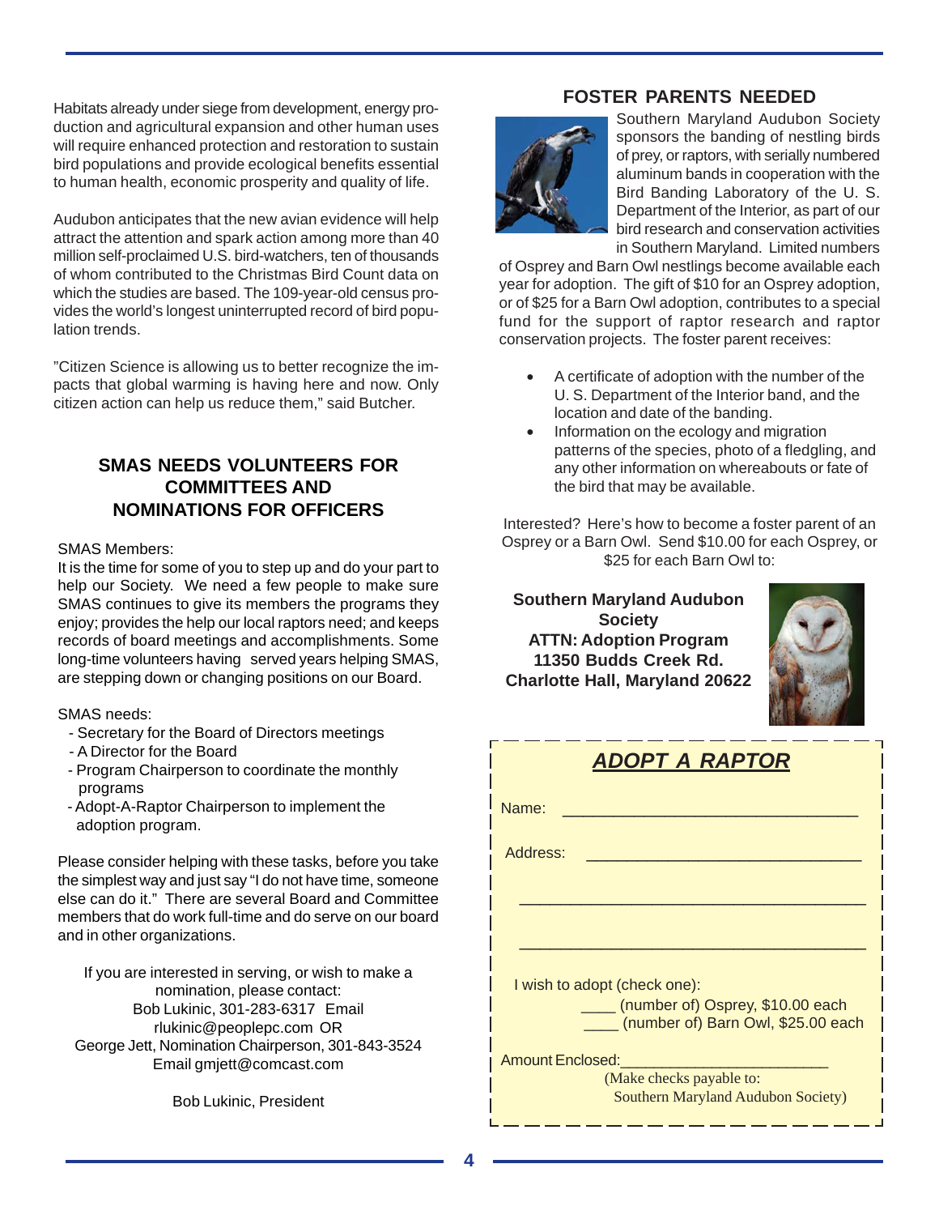Habitats already under siege from development, energy production and agricultural expansion and other human uses will require enhanced protection and restoration to sustain bird populations and provide ecological benefits essential to human health, economic prosperity and quality of life.

Audubon anticipates that the new avian evidence will help attract the attention and spark action among more than 40 million self-proclaimed U.S. bird-watchers, ten of thousands of whom contributed to the Christmas Bird Count data on which the studies are based. The 109-year-old census provides the world's longest uninterrupted record of bird population trends.

"Citizen Science is allowing us to better recognize the impacts that global warming is having here and now. Only citizen action can help us reduce them," said Butcher.

## SMAS NEEDS VOLUNTEERS FOR COMMITTEES AND NOMINATIONS FOR OFFICERS

SMAS Members:

It is the time for some of you to step up and do your part to help our Society. We need a few people to make sure SMAS continues to give its members the programs they enjoy; provides the help our local raptors need; and keeps records of board meetings and accomplishments. Some long-time volunteers having served years helping SMAS, are stepping down or changing positions on our Board.

SMAS needs:

- Secretary for the Board of Directors meetings
- A Director for the Board
- Program Chairperson to coordinate the monthly programs
- Adopt-A-Raptor Chairperson to implement the adoption program.

Please consider helping with these tasks, before you take the simplest way and just say "I do not have time, someone else can do it." There are several Board and Committee members that do work full-time and do serve on our board and in other organizations.

If you are interested in serving, or wish to make a nomination, please contact:
Bob Lukinic, 301-283-6317 Email rlukinic@peoplepc.com OR
George Jett, Nomination Chairperson, 301-843-3524 Email gmjett@comcast.com

Bob Lukinic, President

## FOSTER PARENTS NEEDED

Southern Maryland Audubon Society sponsors the banding of nestling birds of prey, or raptors, with serially numbered aluminum bands in cooperation with the Bird Banding Laboratory of the U. S. Department of the Interior, as part of our bird research and conservation activities in Southern Maryland. Limited numbers of Osprey and Barn Owl nestlings become available each year for adoption. The gift of $10 for an Osprey adoption, or of $25 for a Barn Owl adoption, contributes to a special fund for the support of raptor research and raptor conservation projects. The foster parent receives:

- A certificate of adoption with the number of the U. S. Department of the Interior band, and the location and date of the banding.
- Information on the ecology and migration patterns of the species, photo of a fledgling, and any other information on whereabouts or fate of the bird that may be available.

Interested? Here's how to become a foster parent of an Osprey or a Barn Owl. Send $10.00 for each Osprey, or $25 for each Barn Owl to:

**Southern Maryland Audubon Society**
**ATTN: Adoption Program**
**11350 Budds Creek Rd.**
**Charlotte Hall, Maryland 20622**

### *ADOPT A RAPTOR*

Name: ________________________________

Address: ______________________________

_______________________________________

_______________________________________

I wish to adopt (check one):

____ (number of) Osprey, $10.00 each
____ (number of) Barn Owl, $25.00 each

Amount Enclosed: ______________________

(Make checks payable to: Southern Maryland Audubon Society)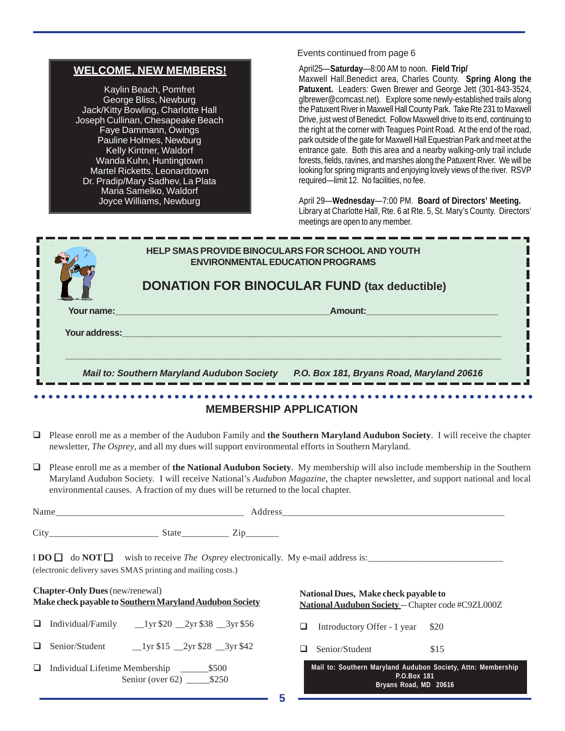## WELCOME, NEW MEMBERS!

Kaylin Beach, Pomfret
George Bliss, Newburg
Jack/Kitty Bowling, Charlotte Hall
Joseph Cullinan, Chesapeake Beach
Faye Dammann, Owings
Pauline Holmes, Newburg
Kelly Kintner, Waldorf
Wanda Kuhn, Huntingtown
Martel Ricketts, Leonardtown
Dr. Pradip/Mary Sadhev, La Plata
Maria Samelko, Waldorf
Joyce Williams, Newburg

Events continued from page 6

April25—**Saturday**—8:00 AM to noon. **Field Trip/** Maxwell Hall.Benedict area, Charles County. **Spring Along the Patuxent.** Leaders: Gwen Brewer and George Jett (301-843-3524, glbrewer@comcast.net). Explore some newly-established trails along the Patuxent River in Maxwell Hall County Park. Take Rte 231 to Maxwell Drive, just west of Benedict. Follow Maxwell drive to its end, continuing to the right at the corner with Teagues Point Road. At the end of the road, park outside of the gate for Maxwell Hall Equestrian Park and meet at the entrance gate. Both this area and a nearby walking-only trail include forests, fields, ravines, and marshes along the Patuxent River. We will be looking for spring migrants and enjoying lovely views of the river. RSVP required—limit 12. No facilities, no fee.

April 29—**Wednesday**—7:00 PM. **Board of Directors' Meeting.** Library at Charlotte Hall, Rte. 6 at Rte. 5, St. Mary's County. Directors' meetings are open to any member.

---

**HELP SMAS PROVIDE BINOCULARS FOR SCHOOL AND YOUTH ENVIRONMENTAL EDUCATION PROGRAMS**

## DONATION FOR BINOCULAR FUND (tax deductible)

**Your name:**\_\_\_\_\_\_\_\_\_\_\_\_\_\_\_\_\_\_\_\_\_\_\_\_\_\_\_\_\_\_\_\_\_\_\_\_\_\_\_\_ **Amount:**\_\_\_\_\_\_\_\_\_\_\_\_\_\_\_\_\_\_\_\_\_\_\_\_\_

**Your address:**\_\_\_\_\_\_\_\_\_\_\_\_\_\_\_\_\_\_\_\_\_\_\_\_\_\_\_\_\_\_\_\_\_\_\_\_\_\_\_\_\_\_\_\_\_\_\_\_\_\_\_\_\_\_\_\_\_\_\_\_\_\_\_\_\_\_

\_\_\_\_\_\_\_\_\_\_\_\_\_\_\_\_\_\_\_\_\_\_\_\_\_\_\_\_\_\_\_\_\_\_\_\_\_\_\_\_\_\_\_\_\_\_\_\_\_\_\_\_\_\_\_\_\_\_\_\_\_\_\_\_\_\_\_\_\_\_\_\_\_\_\_\_\_\_\_\_

***Mail to: Southern Maryland Audubon Society P.O. Box 181, Bryans Road, Maryland 20616***

---

## MEMBERSHIP APPLICATION

- ❑ Please enroll me as a member of the Audubon Family and **the Southern Maryland Audubon Society**. I will receive the chapter newsletter, *The Osprey*, and all my dues will support environmental efforts in Southern Maryland.

- ❑ Please enroll me as a member of **the National Audubon Society**. My membership will also include membership in the Southern Maryland Audubon Society. I will receive National's *Audubon Magazine*, the chapter newsletter, and support national and local environmental causes. A fraction of my dues will be returned to the local chapter.

Name\_\_\_\_\_\_\_\_\_\_\_\_\_\_\_\_\_\_\_\_\_\_\_\_\_\_\_\_\_\_\_\_\_\_\_\_\_\_\_ Address\_\_\_\_\_\_\_\_\_\_\_\_\_\_\_\_\_\_\_\_\_\_\_\_\_\_\_\_\_\_\_\_\_\_\_\_\_\_\_\_\_\_\_\_\_\_\_

City\_\_\_\_\_\_\_\_\_\_\_\_\_\_\_\_\_\_\_\_\_\_ State\_\_\_\_\_\_\_\_\_\_ Zip\_\_\_\_\_\_\_

I **DO** ❑ do **NOT** ❑ wish to receive *The Osprey* electronically. My e-mail address is:\_\_\_\_\_\_\_\_\_\_\_\_\_\_\_\_\_\_\_\_\_\_\_\_\_\_\_\_
(electronic delivery saves SMAS printing and mailing costs.)

**Chapter-Only Dues** (new/renewal)
**Make check payable to Southern Maryland Audubon Society**

- ❑ Individual/Family \_\_1yr $20 \_\_2yr $38 \_\_3yr $56
- ❑ Senior/Student \_\_1yr $15 \_\_2yr $28 \_\_3yr $42
- ❑ Individual Lifetime Membership \_\_\_\_\_\_$500
  Senior (over 62) \_\_\_\_\_$250

**National Dues, Make check payable to**
**National Audubon Society** -- Chapter code #C9ZL000Z

- ❑ Introductory Offer - 1 year $20
- ❑ Senior/Student $15

**Mail to: Southern Maryland Audubon Society, Attn: Membership**
**P.O.Box 181**
**Bryans Road, MD 20616**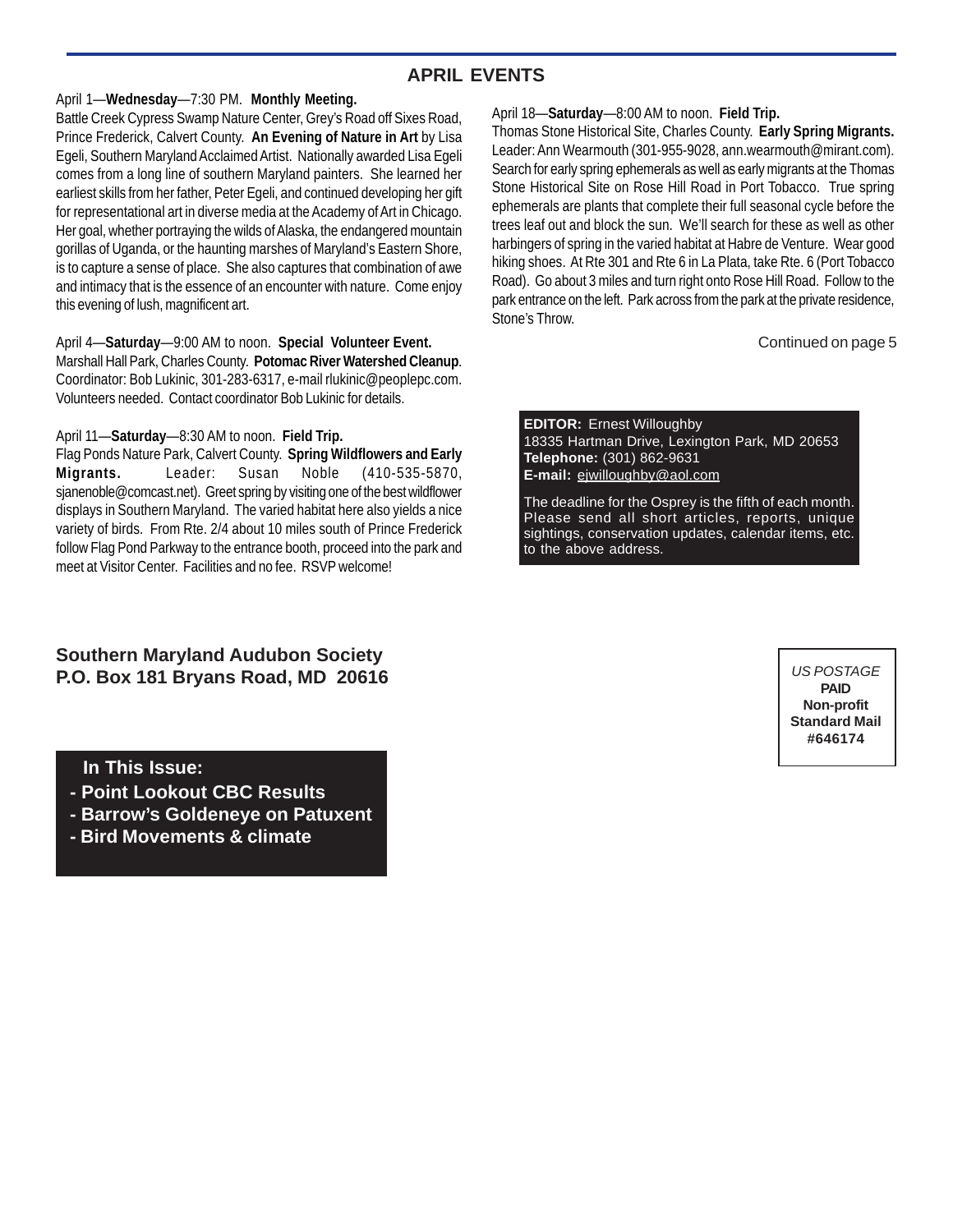## APRIL EVENTS

April 1—**Wednesday**—7:30 PM. **Monthly Meeting.**
Battle Creek Cypress Swamp Nature Center, Grey's Road off Sixes Road, Prince Frederick, Calvert County. **An Evening of Nature in Art** by Lisa Egeli, Southern Maryland Acclaimed Artist. Nationally awarded Lisa Egeli comes from a long line of southern Maryland painters. She learned her earliest skills from her father, Peter Egeli, and continued developing her gift for representational art in diverse media at the Academy of Art in Chicago. Her goal, whether portraying the wilds of Alaska, the endangered mountain gorillas of Uganda, or the haunting marshes of Maryland's Eastern Shore, is to capture a sense of place. She also captures that combination of awe and intimacy that is the essence of an encounter with nature. Come enjoy this evening of lush, magnificent art.

April 4—**Saturday**—9:00 AM to noon. **Special Volunteer Event.**
Marshall Hall Park, Charles County. **Potomac River Watershed Cleanup**. Coordinator: Bob Lukinic, 301-283-6317, e-mail rlukinic@peoplepc.com. Volunteers needed. Contact coordinator Bob Lukinic for details.

April 11—**Saturday**—8:30 AM to noon. **Field Trip.**
Flag Ponds Nature Park, Calvert County. **Spring Wildflowers and Early Migrants.** Leader: Susan Noble (410-535-5870, sjanenoble@comcast.net). Greet spring by visiting one of the best wildflower displays in Southern Maryland. The varied habitat here also yields a nice variety of birds. From Rte. 2/4 about 10 miles south of Prince Frederick follow Flag Pond Parkway to the entrance booth, proceed into the park and meet at Visitor Center. Facilities and no fee. RSVP welcome!

April 18—**Saturday**—8:00 AM to noon. **Field Trip.**
Thomas Stone Historical Site, Charles County. **Early Spring Migrants.** Leader: Ann Wearmouth (301-955-9028, ann.wearmouth@mirant.com). Search for early spring ephemerals as well as early migrants at the Thomas Stone Historical Site on Rose Hill Road in Port Tobacco. True spring ephemerals are plants that complete their full seasonal cycle before the trees leaf out and block the sun. We'll search for these as well as other harbingers of spring in the varied habitat at Habre de Venture. Wear good hiking shoes. At Rte 301 and Rte 6 in La Plata, take Rte. 6 (Port Tobacco Road). Go about 3 miles and turn right onto Rose Hill Road. Follow to the park entrance on the left. Park across from the park at the private residence, Stone's Throw.

Continued on page 5

**EDITOR:** Ernest Willoughby
18335 Hartman Drive, Lexington Park, MD 20653
**Telephone:** (301) 862-9631
**E-mail:** ejwilloughby@aol.com

The deadline for the Osprey is the fifth of each month. Please send all short articles, reports, unique sightings, conservation updates, calendar items, etc. to the above address.

**Southern Maryland Audubon Society**
**P.O. Box 181 Bryans Road, MD 20616**

*US POSTAGE*
**PAID**
**Non-profit**
**Standard Mail**
**#646174**

**In This Issue:**

- **Point Lookout CBC Results**
- **Barrow's Goldeneye on Patuxent**
- **Bird Movements & climate**